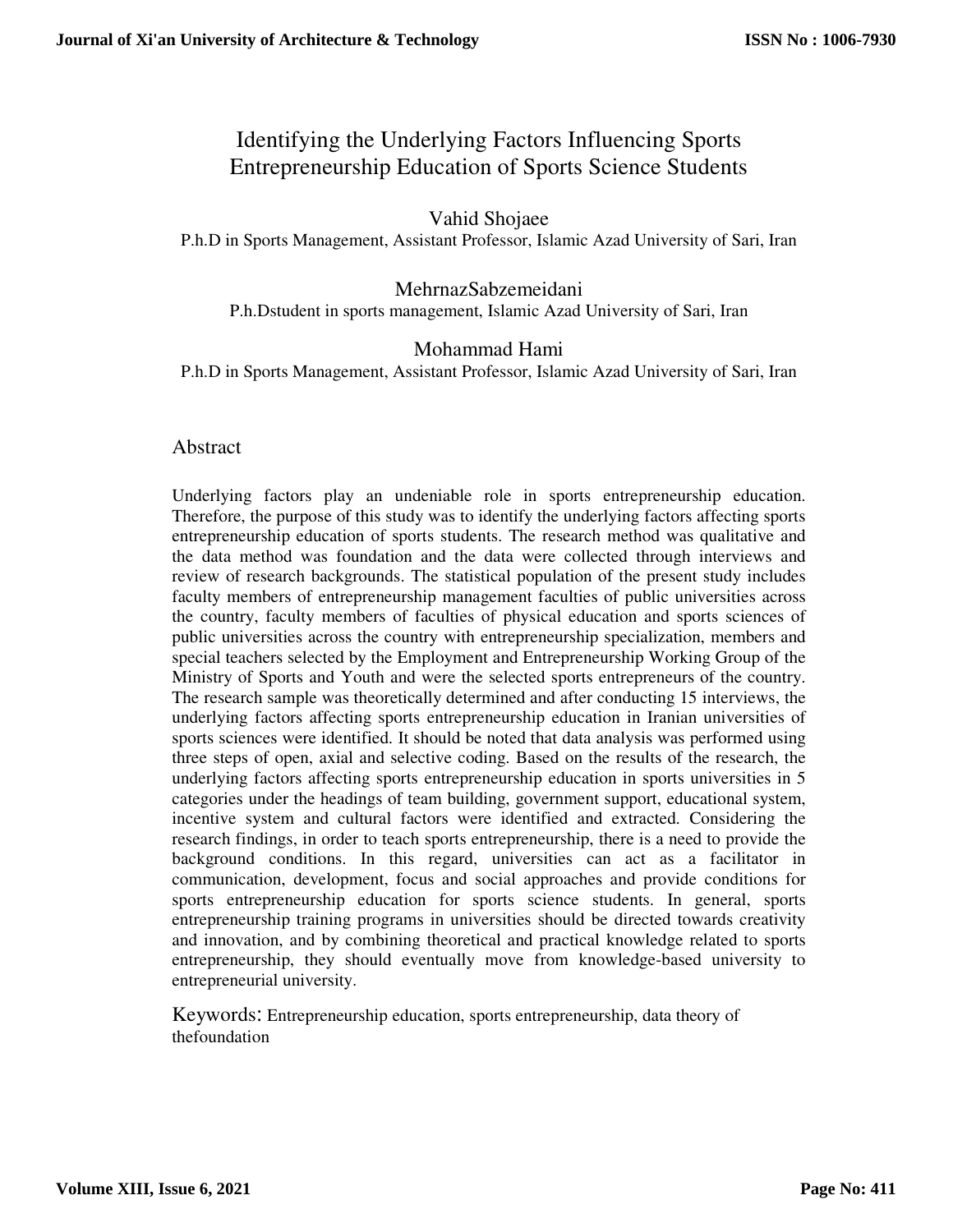# Identifying the Underlying Factors Influencing Sports Entrepreneurship Education of Sports Science Students

Vahid Shojaee

P.h.D in Sports Management, Assistant Professor, Islamic Azad University of Sari, Iran

MehrnazSabzemeidani

P.h.Dstudent in sports management, Islamic Azad University of Sari, Iran

Mohammad Hami

P.h.D in Sports Management, Assistant Professor, Islamic Azad University of Sari, Iran

## Abstract

Underlying factors play an undeniable role in sports entrepreneurship education. Therefore, the purpose of this study was to identify the underlying factors affecting sports entrepreneurship education of sports students. The research method was qualitative and the data method was foundation and the data were collected through interviews and review of research backgrounds. The statistical population of the present study includes faculty members of entrepreneurship management faculties of public universities across the country, faculty members of faculties of physical education and sports sciences of public universities across the country with entrepreneurship specialization, members and special teachers selected by the Employment and Entrepreneurship Working Group of the Ministry of Sports and Youth and were the selected sports entrepreneurs of the country. The research sample was theoretically determined and after conducting 15 interviews, the underlying factors affecting sports entrepreneurship education in Iranian universities of sports sciences were identified. It should be noted that data analysis was performed using three steps of open, axial and selective coding. Based on the results of the research, the underlying factors affecting sports entrepreneurship education in sports universities in 5 categories under the headings of team building, government support, educational system, incentive system and cultural factors were identified and extracted. Considering the research findings, in order to teach sports entrepreneurship, there is a need to provide the background conditions. In this regard, universities can act as a facilitator in communication, development, focus and social approaches and provide conditions for sports entrepreneurship education for sports science students. In general, sports entrepreneurship training programs in universities should be directed towards creativity and innovation, and by combining theoretical and practical knowledge related to sports entrepreneurship, they should eventually move from knowledge-based university to entrepreneurial university.

Keywords: Entrepreneurship education, sports entrepreneurship, data theory of thefoundation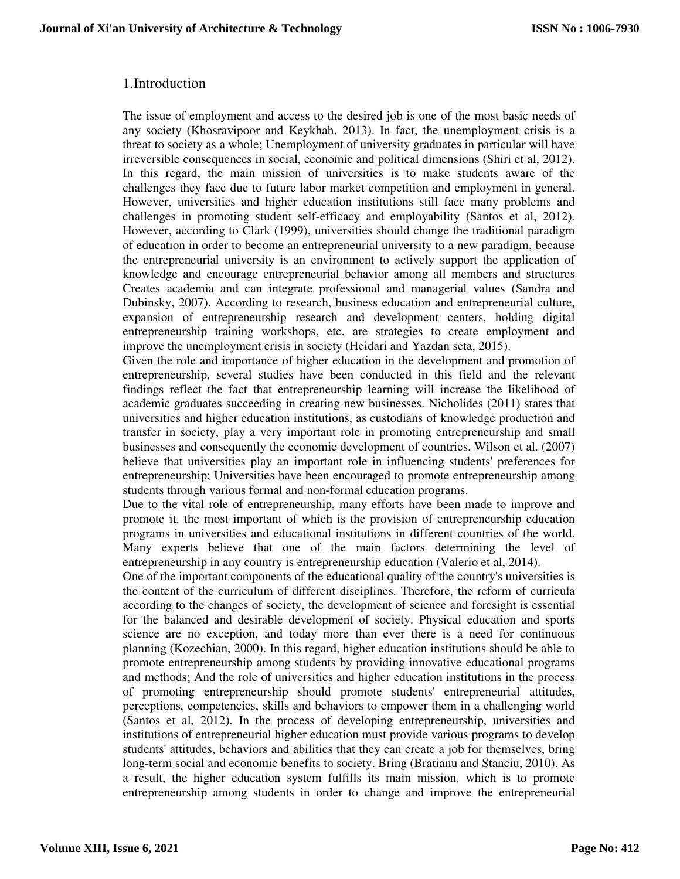# 1.Introduction

The issue of employment and access to the desired job is one of the most basic needs of any society (Khosravipoor and Keykhah, 2013). In fact, the unemployment crisis is a threat to society as a whole; Unemployment of university graduates in particular will have irreversible consequences in social, economic and political dimensions (Shiri et al, 2012). In this regard, the main mission of universities is to make students aware of the challenges they face due to future labor market competition and employment in general. However, universities and higher education institutions still face many problems and challenges in promoting student self-efficacy and employability (Santos et al, 2012). However, according to Clark (1999), universities should change the traditional paradigm of education in order to become an entrepreneurial university to a new paradigm, because the entrepreneurial university is an environment to actively support the application of knowledge and encourage entrepreneurial behavior among all members and structures Creates academia and can integrate professional and managerial values (Sandra and Dubinsky, 2007). According to research, business education and entrepreneurial culture, expansion of entrepreneurship research and development centers, holding digital entrepreneurship training workshops, etc. are strategies to create employment and improve the unemployment crisis in society (Heidari and Yazdan seta, 2015).

Given the role and importance of higher education in the development and promotion of entrepreneurship, several studies have been conducted in this field and the relevant findings reflect the fact that entrepreneurship learning will increase the likelihood of academic graduates succeeding in creating new businesses. Nicholides (2011) states that universities and higher education institutions, as custodians of knowledge production and transfer in society, play a very important role in promoting entrepreneurship and small businesses and consequently the economic development of countries. Wilson et al. (2007) believe that universities play an important role in influencing students' preferences for entrepreneurship; Universities have been encouraged to promote entrepreneurship among students through various formal and non-formal education programs.

Due to the vital role of entrepreneurship, many efforts have been made to improve and promote it, the most important of which is the provision of entrepreneurship education programs in universities and educational institutions in different countries of the world. Many experts believe that one of the main factors determining the level of entrepreneurship in any country is entrepreneurship education (Valerio et al, 2014).

One of the important components of the educational quality of the country's universities is the content of the curriculum of different disciplines. Therefore, the reform of curricula according to the changes of society, the development of science and foresight is essential for the balanced and desirable development of society. Physical education and sports science are no exception, and today more than ever there is a need for continuous planning (Kozechian, 2000). In this regard, higher education institutions should be able to promote entrepreneurship among students by providing innovative educational programs and methods; And the role of universities and higher education institutions in the process of promoting entrepreneurship should promote students' entrepreneurial attitudes, perceptions, competencies, skills and behaviors to empower them in a challenging world (Santos et al, 2012). In the process of developing entrepreneurship, universities and institutions of entrepreneurial higher education must provide various programs to develop students' attitudes, behaviors and abilities that they can create a job for themselves, bring long-term social and economic benefits to society. Bring (Bratianu and Stanciu, 2010). As a result, the higher education system fulfills its main mission, which is to promote entrepreneurship among students in order to change and improve the entrepreneurial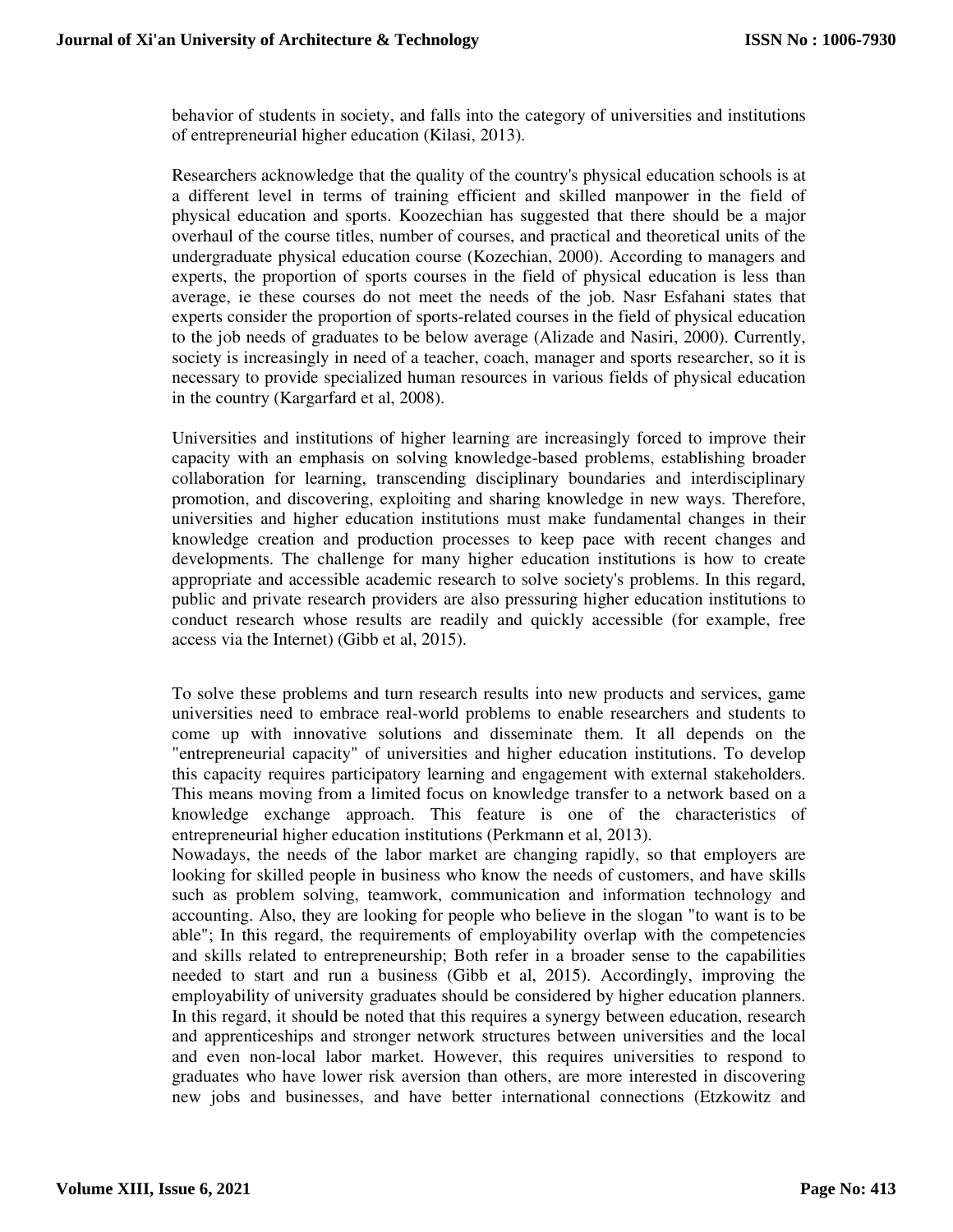behavior of students in society, and falls into the category of universities and institutions of entrepreneurial higher education (Kilasi, 2013).

Researchers acknowledge that the quality of the country's physical education schools is at a different level in terms of training efficient and skilled manpower in the field of physical education and sports. Koozechian has suggested that there should be a major overhaul of the course titles, number of courses, and practical and theoretical units of the undergraduate physical education course (Kozechian, 2000). According to managers and experts, the proportion of sports courses in the field of physical education is less than average, ie these courses do not meet the needs of the job. Nasr Esfahani states that experts consider the proportion of sports-related courses in the field of physical education to the job needs of graduates to be below average (Alizade and Nasiri, 2000). Currently, society is increasingly in need of a teacher, coach, manager and sports researcher, so it is necessary to provide specialized human resources in various fields of physical education in the country (Kargarfard et al, 2008).

Universities and institutions of higher learning are increasingly forced to improve their capacity with an emphasis on solving knowledge-based problems, establishing broader collaboration for learning, transcending disciplinary boundaries and interdisciplinary promotion, and discovering, exploiting and sharing knowledge in new ways. Therefore, universities and higher education institutions must make fundamental changes in their knowledge creation and production processes to keep pace with recent changes and developments. The challenge for many higher education institutions is how to create appropriate and accessible academic research to solve society's problems. In this regard, public and private research providers are also pressuring higher education institutions to conduct research whose results are readily and quickly accessible (for example, free access via the Internet) (Gibb et al, 2015).

To solve these problems and turn research results into new products and services, game universities need to embrace real-world problems to enable researchers and students to come up with innovative solutions and disseminate them. It all depends on the "entrepreneurial capacity" of universities and higher education institutions. To develop this capacity requires participatory learning and engagement with external stakeholders. This means moving from a limited focus on knowledge transfer to a network based on a knowledge exchange approach. This feature is one of the characteristics of entrepreneurial higher education institutions (Perkmann et al, 2013).

Nowadays, the needs of the labor market are changing rapidly, so that employers are looking for skilled people in business who know the needs of customers, and have skills such as problem solving, teamwork, communication and information technology and accounting. Also, they are looking for people who believe in the slogan "to want is to be able"; In this regard, the requirements of employability overlap with the competencies and skills related to entrepreneurship; Both refer in a broader sense to the capabilities needed to start and run a business (Gibb et al, 2015). Accordingly, improving the employability of university graduates should be considered by higher education planners. In this regard, it should be noted that this requires a synergy between education, research and apprenticeships and stronger network structures between universities and the local and even non-local labor market. However, this requires universities to respond to graduates who have lower risk aversion than others, are more interested in discovering new jobs and businesses, and have better international connections (Etzkowitz and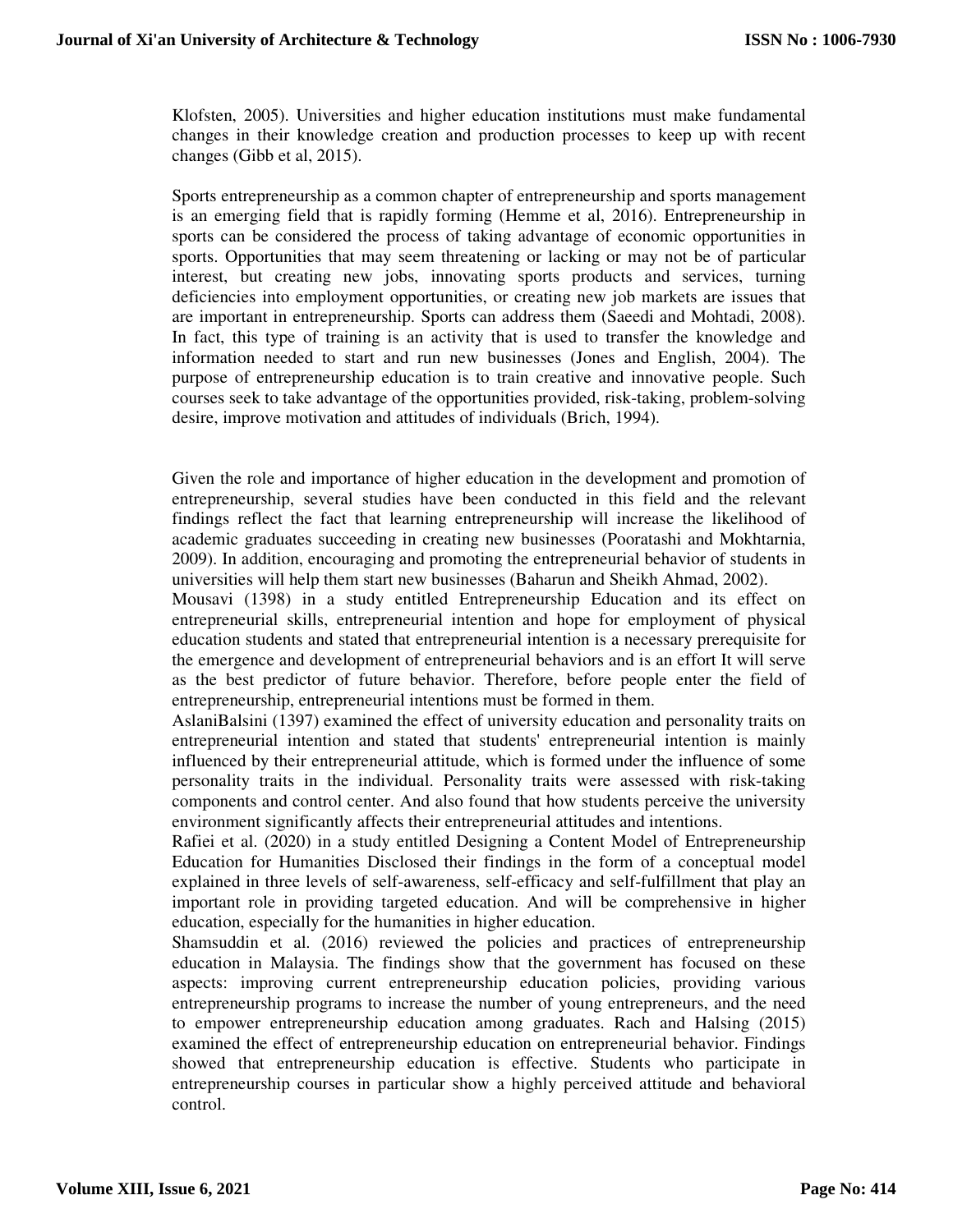Klofsten, 2005). Universities and higher education institutions must make fundamental changes in their knowledge creation and production processes to keep up with recent changes (Gibb et al, 2015).

Sports entrepreneurship as a common chapter of entrepreneurship and sports management is an emerging field that is rapidly forming (Hemme et al, 2016). Entrepreneurship in sports can be considered the process of taking advantage of economic opportunities in sports. Opportunities that may seem threatening or lacking or may not be of particular interest, but creating new jobs, innovating sports products and services, turning deficiencies into employment opportunities, or creating new job markets are issues that are important in entrepreneurship. Sports can address them (Saeedi and Mohtadi, 2008). In fact, this type of training is an activity that is used to transfer the knowledge and information needed to start and run new businesses (Jones and English, 2004). The purpose of entrepreneurship education is to train creative and innovative people. Such courses seek to take advantage of the opportunities provided, risk-taking, problem-solving desire, improve motivation and attitudes of individuals (Brich, 1994).

Given the role and importance of higher education in the development and promotion of entrepreneurship, several studies have been conducted in this field and the relevant findings reflect the fact that learning entrepreneurship will increase the likelihood of academic graduates succeeding in creating new businesses (Pooratashi and Mokhtarnia, 2009). In addition, encouraging and promoting the entrepreneurial behavior of students in universities will help them start new businesses (Baharun and Sheikh Ahmad, 2002).

Mousavi (1398) in a study entitled Entrepreneurship Education and its effect on entrepreneurial skills, entrepreneurial intention and hope for employment of physical education students and stated that entrepreneurial intention is a necessary prerequisite for the emergence and development of entrepreneurial behaviors and is an effort It will serve as the best predictor of future behavior. Therefore, before people enter the field of entrepreneurship, entrepreneurial intentions must be formed in them.

AslaniBalsini (1397) examined the effect of university education and personality traits on entrepreneurial intention and stated that students' entrepreneurial intention is mainly influenced by their entrepreneurial attitude, which is formed under the influence of some personality traits in the individual. Personality traits were assessed with risk-taking components and control center. And also found that how students perceive the university environment significantly affects their entrepreneurial attitudes and intentions.

Rafiei et al. (2020) in a study entitled Designing a Content Model of Entrepreneurship Education for Humanities Disclosed their findings in the form of a conceptual model explained in three levels of self-awareness, self-efficacy and self-fulfillment that play an important role in providing targeted education. And will be comprehensive in higher education, especially for the humanities in higher education.

Shamsuddin et al. (2016) reviewed the policies and practices of entrepreneurship education in Malaysia. The findings show that the government has focused on these aspects: improving current entrepreneurship education policies, providing various entrepreneurship programs to increase the number of young entrepreneurs, and the need to empower entrepreneurship education among graduates. Rach and Halsing (2015) examined the effect of entrepreneurship education on entrepreneurial behavior. Findings showed that entrepreneurship education is effective. Students who participate in entrepreneurship courses in particular show a highly perceived attitude and behavioral control.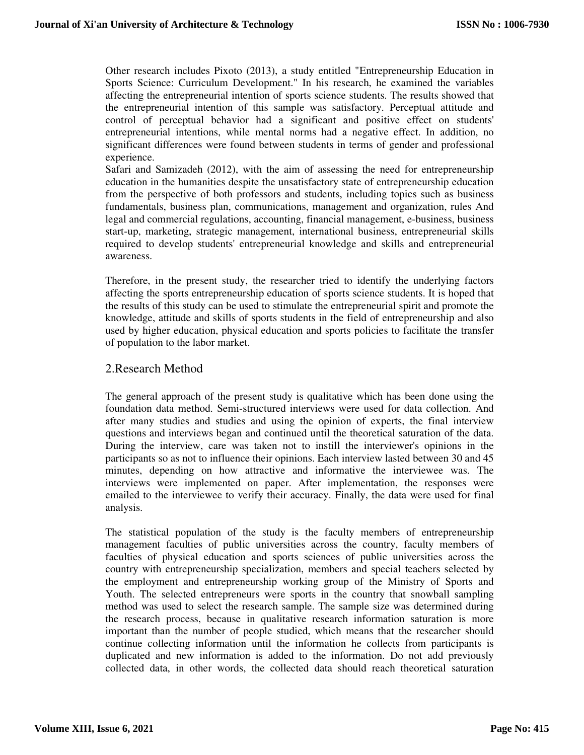Other research includes Pixoto (2013), a study entitled "Entrepreneurship Education in Sports Science: Curriculum Development." In his research, he examined the variables affecting the entrepreneurial intention of sports science students. The results showed that the entrepreneurial intention of this sample was satisfactory. Perceptual attitude and control of perceptual behavior had a significant and positive effect on students' entrepreneurial intentions, while mental norms had a negative effect. In addition, no significant differences were found between students in terms of gender and professional experience.

Safari and Samizadeh (2012), with the aim of assessing the need for entrepreneurship education in the humanities despite the unsatisfactory state of entrepreneurship education from the perspective of both professors and students, including topics such as business fundamentals, business plan, communications, management and organization, rules And legal and commercial regulations, accounting, financial management, e-business, business start-up, marketing, strategic management, international business, entrepreneurial skills required to develop students' entrepreneurial knowledge and skills and entrepreneurial awareness.

Therefore, in the present study, the researcher tried to identify the underlying factors affecting the sports entrepreneurship education of sports science students. It is hoped that the results of this study can be used to stimulate the entrepreneurial spirit and promote the knowledge, attitude and skills of sports students in the field of entrepreneurship and also used by higher education, physical education and sports policies to facilitate the transfer of population to the labor market.

## 2.Research Method

The general approach of the present study is qualitative which has been done using the foundation data method. Semi-structured interviews were used for data collection. And after many studies and studies and using the opinion of experts, the final interview questions and interviews began and continued until the theoretical saturation of the data. During the interview, care was taken not to instill the interviewer's opinions in the participants so as not to influence their opinions. Each interview lasted between 30 and 45 minutes, depending on how attractive and informative the interviewee was. The interviews were implemented on paper. After implementation, the responses were emailed to the interviewee to verify their accuracy. Finally, the data were used for final analysis.

The statistical population of the study is the faculty members of entrepreneurship management faculties of public universities across the country, faculty members of faculties of physical education and sports sciences of public universities across the country with entrepreneurship specialization, members and special teachers selected by the employment and entrepreneurship working group of the Ministry of Sports and Youth. The selected entrepreneurs were sports in the country that snowball sampling method was used to select the research sample. The sample size was determined during the research process, because in qualitative research information saturation is more important than the number of people studied, which means that the researcher should continue collecting information until the information he collects from participants is duplicated and new information is added to the information. Do not add previously collected data, in other words, the collected data should reach theoretical saturation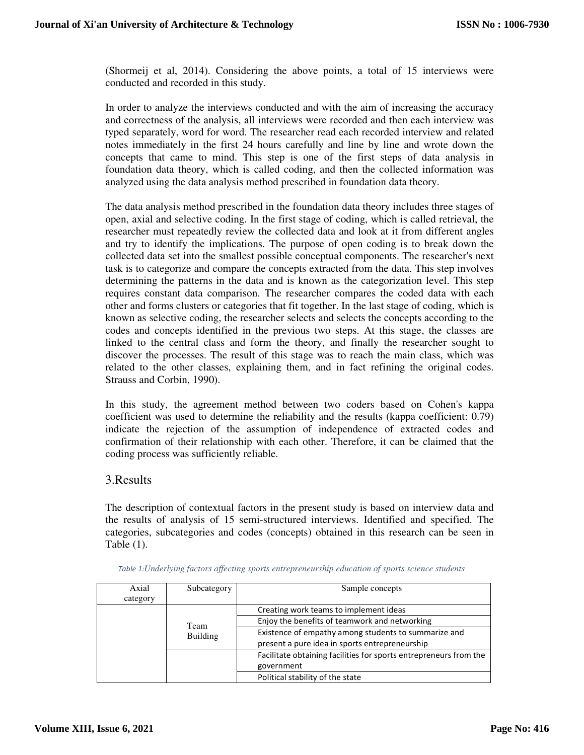(Shormeij et al, 2014). Considering the above points, a total of 15 interviews were conducted and recorded in this study.

In order to analyze the interviews conducted and with the aim of increasing the accuracy and correctness of the analysis, all interviews were recorded and then each interview was typed separately, word for word. The researcher read each recorded interview and related notes immediately in the first 24 hours carefully and line by line and wrote down the concepts that came to mind. This step is one of the first steps of data analysis in foundation data theory, which is called coding, and then the collected information was analyzed using the data analysis method prescribed in foundation data theory.

The data analysis method prescribed in the foundation data theory includes three stages of open, axial and selective coding. In the first stage of coding, which is called retrieval, the researcher must repeatedly review the collected data and look at it from different angles and try to identify the implications. The purpose of open coding is to break down the collected data set into the smallest possible conceptual components. The researcher's next task is to categorize and compare the concepts extracted from the data. This step involves determining the patterns in the data and is known as the categorization level. This step requires constant data comparison. The researcher compares the coded data with each other and forms clusters or categories that fit together. In the last stage of coding, which is known as selective coding, the researcher selects and selects the concepts according to the codes and concepts identified in the previous two steps. At this stage, the classes are linked to the central class and form the theory, and finally the researcher sought to discover the processes. The result of this stage was to reach the main class, which was related to the other classes, explaining them, and in fact refining the original codes. Strauss and Corbin, 1990).

In this study, the agreement method between two coders based on Cohen's kappa coefficient was used to determine the reliability and the results (kappa coefficient: 0.79) indicate the rejection of the assumption of independence of extracted codes and confirmation of their relationship with each other. Therefore, it can be claimed that the coding process was sufficiently reliable.

## 3.Results

The description of contextual factors in the present study is based on interview data and the results of analysis of 15 semi-structured interviews. Identified and specified. The categories, subcategories and codes (concepts) obtained in this research can be seen in Table (1).

*Table 1:Underlying factors affecting sports entrepreneurship education of sports science students*

| Axial category | Subcategory | Sample concepts |
|---|---|---|
| | Team Building | Creating work teams to implement ideas |
| | | Enjoy the benefits of teamwork and networking |
| | | Existence of empathy among students to summarize and present a pure idea in sports entrepreneurship |
| | | Facilitate obtaining facilities for sports entrepreneurs from the government |
| | | Political stability of the state |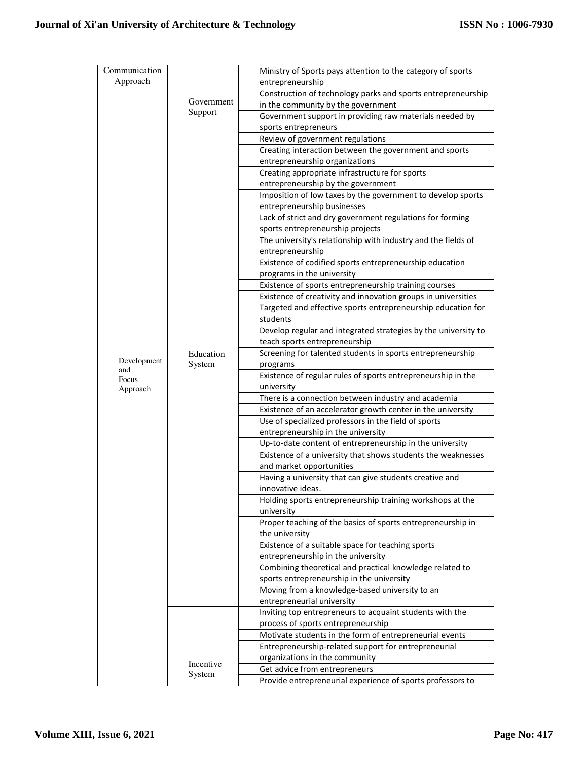| | | |
|---|---|---|
| Communication Approach | Government Support | Ministry of Sports pays attention to the category of sports entrepreneurship |
| | | Construction of technology parks and sports entrepreneurship in the community by the government |
| | | Government support in providing raw materials needed by sports entrepreneurs |
| | | Review of government regulations |
| | | Creating interaction between the government and sports entrepreneurship organizations |
| | | Creating appropriate infrastructure for sports entrepreneurship by the government |
| | | Imposition of low taxes by the government to develop sports entrepreneurship businesses |
| | | Lack of strict and dry government regulations for forming sports entrepreneurship projects |
| Development and Focus Approach | Education System | The university's relationship with industry and the fields of entrepreneurship |
| | | Existence of codified sports entrepreneurship education programs in the university |
| | | Existence of sports entrepreneurship training courses |
| | | Existence of creativity and innovation groups in universities |
| | | Targeted and effective sports entrepreneurship education for students |
| | | Develop regular and integrated strategies by the university to teach sports entrepreneurship |
| | | Screening for talented students in sports entrepreneurship programs |
| | | Existence of regular rules of sports entrepreneurship in the university |
| | | There is a connection between industry and academia |
| | | Existence of an accelerator growth center in the university |
| | | Use of specialized professors in the field of sports entrepreneurship in the university |
| | | Up-to-date content of entrepreneurship in the university |
| | | Existence of a university that shows students the weaknesses and market opportunities |
| | | Having a university that can give students creative and innovative ideas. |
| | | Holding sports entrepreneurship training workshops at the university |
| | | Proper teaching of the basics of sports entrepreneurship in the university |
| | | Existence of a suitable space for teaching sports entrepreneurship in the university |
| | | Combining theoretical and practical knowledge related to sports entrepreneurship in the university |
| | | Moving from a knowledge-based university to an entrepreneurial university |
| | Incentive System | Inviting top entrepreneurs to acquaint students with the process of sports entrepreneurship |
| | | Motivate students in the form of entrepreneurial events |
| | | Entrepreneurship-related support for entrepreneurial organizations in the community |
| | | Get advice from entrepreneurs |
| | | Provide entrepreneurial experience of sports professors to |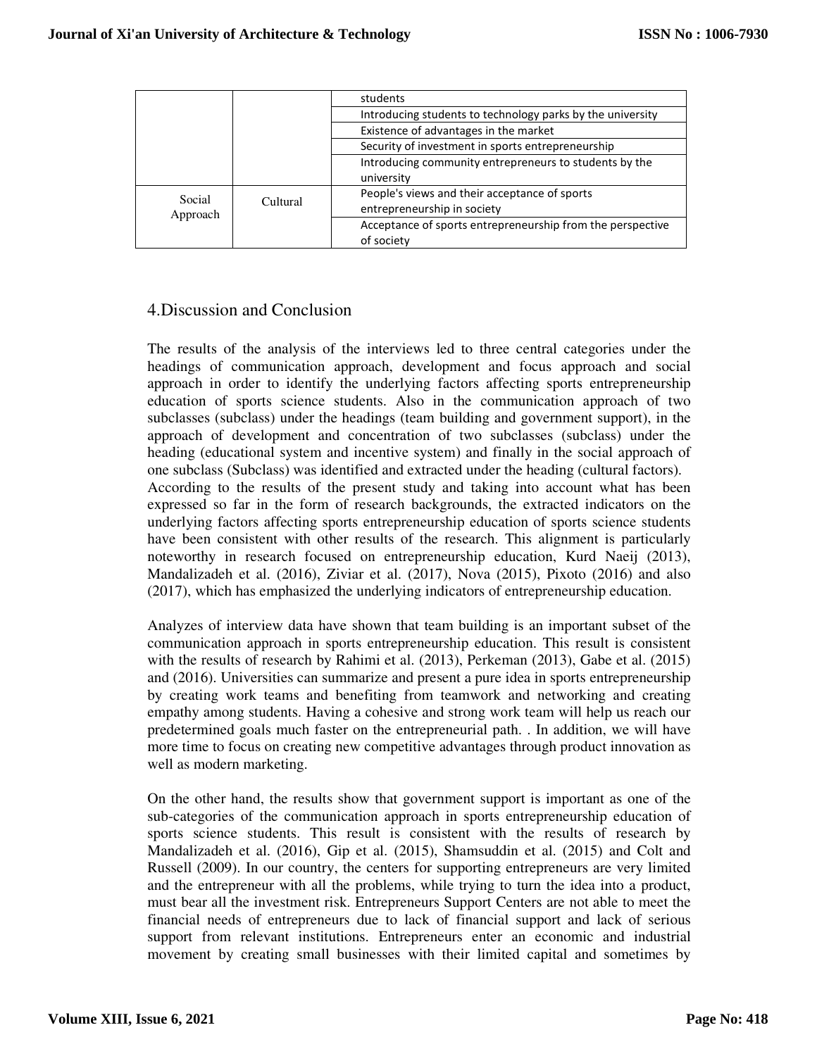| | | students |
|---|---|---|
| | | Introducing students to technology parks by the university |
| | | Existence of advantages in the market |
| | | Security of investment in sports entrepreneurship |
| | | Introducing community entrepreneurs to students by the university |
| Social Approach | Cultural | People's views and their acceptance of sports entrepreneurship in society |
| | | Acceptance of sports entrepreneurship from the perspective of society |

## 4.Discussion and Conclusion

The results of the analysis of the interviews led to three central categories under the headings of communication approach, development and focus approach and social approach in order to identify the underlying factors affecting sports entrepreneurship education of sports science students. Also in the communication approach of two subclasses (subclass) under the headings (team building and government support), in the approach of development and concentration of two subclasses (subclass) under the heading (educational system and incentive system) and finally in the social approach of one subclass (Subclass) was identified and extracted under the heading (cultural factors).
According to the results of the present study and taking into account what has been expressed so far in the form of research backgrounds, the extracted indicators on the underlying factors affecting sports entrepreneurship education of sports science students have been consistent with other results of the research. This alignment is particularly noteworthy in research focused on entrepreneurship education, Kurd Naeij (2013), Mandalizadeh et al. (2016), Ziviar et al. (2017), Nova (2015), Pixoto (2016) and also (2017), which has emphasized the underlying indicators of entrepreneurship education.

Analyzes of interview data have shown that team building is an important subset of the communication approach in sports entrepreneurship education. This result is consistent with the results of research by Rahimi et al. (2013), Perkeman (2013), Gabe et al. (2015) and (2016). Universities can summarize and present a pure idea in sports entrepreneurship by creating work teams and benefiting from teamwork and networking and creating empathy among students. Having a cohesive and strong work team will help us reach our predetermined goals much faster on the entrepreneurial path. . In addition, we will have more time to focus on creating new competitive advantages through product innovation as well as modern marketing.

On the other hand, the results show that government support is important as one of the sub-categories of the communication approach in sports entrepreneurship education of sports science students. This result is consistent with the results of research by Mandalizadeh et al. (2016), Gip et al. (2015), Shamsuddin et al. (2015) and Colt and Russell (2009). In our country, the centers for supporting entrepreneurs are very limited and the entrepreneur with all the problems, while trying to turn the idea into a product, must bear all the investment risk. Entrepreneurs Support Centers are not able to meet the financial needs of entrepreneurs due to lack of financial support and lack of serious support from relevant institutions. Entrepreneurs enter an economic and industrial movement by creating small businesses with their limited capital and sometimes by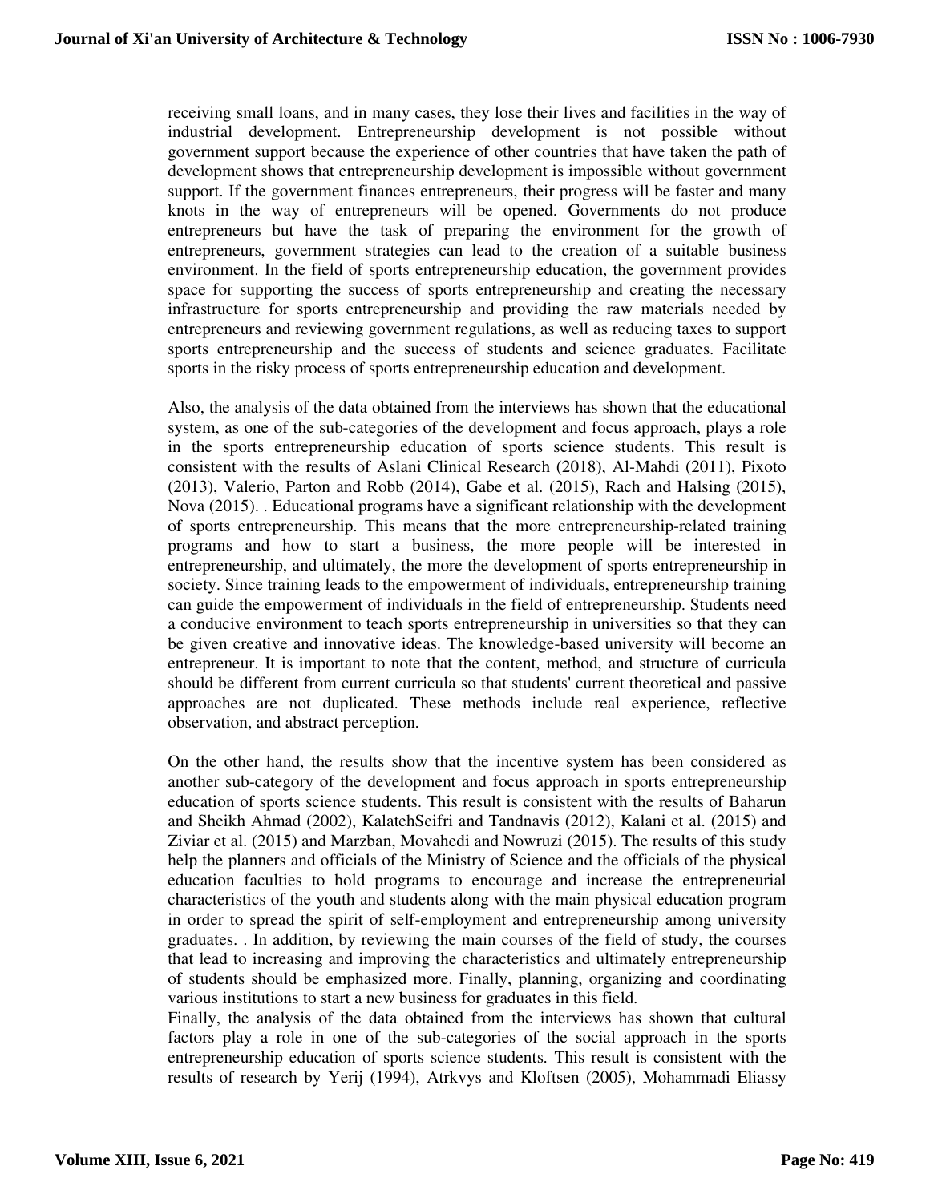receiving small loans, and in many cases, they lose their lives and facilities in the way of industrial development. Entrepreneurship development is not possible without government support because the experience of other countries that have taken the path of development shows that entrepreneurship development is impossible without government support. If the government finances entrepreneurs, their progress will be faster and many knots in the way of entrepreneurs will be opened. Governments do not produce entrepreneurs but have the task of preparing the environment for the growth of entrepreneurs, government strategies can lead to the creation of a suitable business environment. In the field of sports entrepreneurship education, the government provides space for supporting the success of sports entrepreneurship and creating the necessary infrastructure for sports entrepreneurship and providing the raw materials needed by entrepreneurs and reviewing government regulations, as well as reducing taxes to support sports entrepreneurship and the success of students and science graduates. Facilitate sports in the risky process of sports entrepreneurship education and development.

Also, the analysis of the data obtained from the interviews has shown that the educational system, as one of the sub-categories of the development and focus approach, plays a role in the sports entrepreneurship education of sports science students. This result is consistent with the results of Aslani Clinical Research (2018), Al-Mahdi (2011), Pixoto (2013), Valerio, Parton and Robb (2014), Gabe et al. (2015), Rach and Halsing (2015), Nova (2015). . Educational programs have a significant relationship with the development of sports entrepreneurship. This means that the more entrepreneurship-related training programs and how to start a business, the more people will be interested in entrepreneurship, and ultimately, the more the development of sports entrepreneurship in society. Since training leads to the empowerment of individuals, entrepreneurship training can guide the empowerment of individuals in the field of entrepreneurship. Students need a conducive environment to teach sports entrepreneurship in universities so that they can be given creative and innovative ideas. The knowledge-based university will become an entrepreneur. It is important to note that the content, method, and structure of curricula should be different from current curricula so that students' current theoretical and passive approaches are not duplicated. These methods include real experience, reflective observation, and abstract perception.

On the other hand, the results show that the incentive system has been considered as another sub-category of the development and focus approach in sports entrepreneurship education of sports science students. This result is consistent with the results of Baharun and Sheikh Ahmad (2002), KalatehSeifri and Tandnavis (2012), Kalani et al. (2015) and Ziviar et al. (2015) and Marzban, Movahedi and Nowruzi (2015). The results of this study help the planners and officials of the Ministry of Science and the officials of the physical education faculties to hold programs to encourage and increase the entrepreneurial characteristics of the youth and students along with the main physical education program in order to spread the spirit of self-employment and entrepreneurship among university graduates. . In addition, by reviewing the main courses of the field of study, the courses that lead to increasing and improving the characteristics and ultimately entrepreneurship of students should be emphasized more. Finally, planning, organizing and coordinating various institutions to start a new business for graduates in this field.

Finally, the analysis of the data obtained from the interviews has shown that cultural factors play a role in one of the sub-categories of the social approach in the sports entrepreneurship education of sports science students. This result is consistent with the results of research by Yerij (1994), Atrkvys and Kloftsen (2005), Mohammadi Eliassy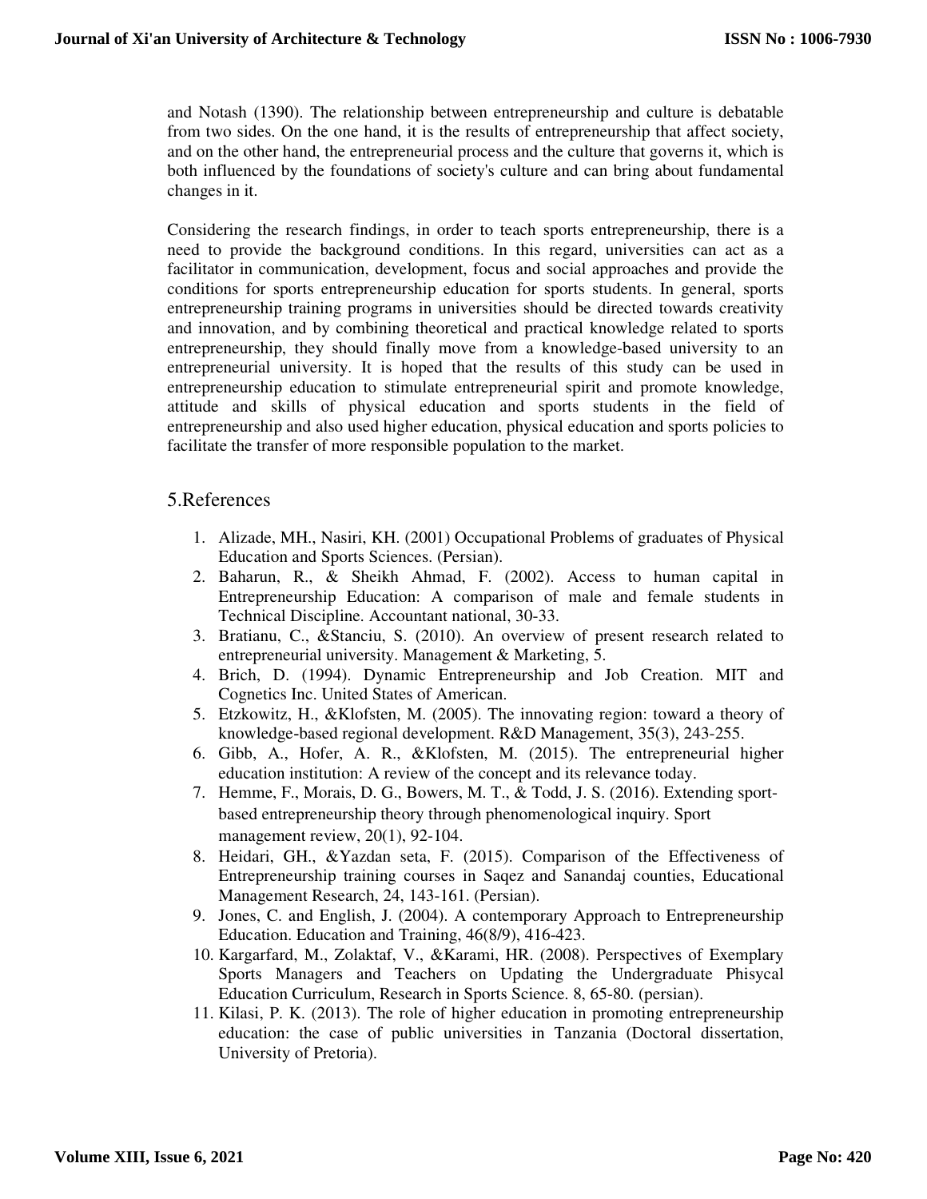and Notash (1390). The relationship between entrepreneurship and culture is debatable from two sides. On the one hand, it is the results of entrepreneurship that affect society, and on the other hand, the entrepreneurial process and the culture that governs it, which is both influenced by the foundations of society's culture and can bring about fundamental changes in it.

Considering the research findings, in order to teach sports entrepreneurship, there is a need to provide the background conditions. In this regard, universities can act as a facilitator in communication, development, focus and social approaches and provide the conditions for sports entrepreneurship education for sports students. In general, sports entrepreneurship training programs in universities should be directed towards creativity and innovation, and by combining theoretical and practical knowledge related to sports entrepreneurship, they should finally move from a knowledge-based university to an entrepreneurial university. It is hoped that the results of this study can be used in entrepreneurship education to stimulate entrepreneurial spirit and promote knowledge, attitude and skills of physical education and sports students in the field of entrepreneurship and also used higher education, physical education and sports policies to facilitate the transfer of more responsible population to the market.

## 5.References

1. Alizade, MH., Nasiri, KH. (2001) Occupational Problems of graduates of Physical Education and Sports Sciences. (Persian).
2. Baharun, R., & Sheikh Ahmad, F. (2002). Access to human capital in Entrepreneurship Education: A comparison of male and female students in Technical Discipline. Accountant national, 30-33.
3. Bratianu, C., &Stanciu, S. (2010). An overview of present research related to entrepreneurial university. Management & Marketing, 5.
4. Brich, D. (1994). Dynamic Entrepreneurship and Job Creation. MIT and Cognetics Inc. United States of American.
5. Etzkowitz, H., &Klofsten, M. (2005). The innovating region: toward a theory of knowledge-based regional development. R&D Management, 35(3), 243-255.
6. Gibb, A., Hofer, A. R., &Klofsten, M. (2015). The entrepreneurial higher education institution: A review of the concept and its relevance today.
7. Hemme, F., Morais, D. G., Bowers, M. T., & Todd, J. S. (2016). Extending sport-based entrepreneurship theory through phenomenological inquiry. Sport management review, 20(1), 92-104.
8. Heidari, GH., &Yazdan seta, F. (2015). Comparison of the Effectiveness of Entrepreneurship training courses in Saqez and Sanandaj counties, Educational Management Research, 24, 143-161. (Persian).
9. Jones, C. and English, J. (2004). A contemporary Approach to Entrepreneurship Education. Education and Training, 46(8/9), 416-423.
10. Kargarfard, M., Zolaktaf, V., &Karami, HR. (2008). Perspectives of Exemplary Sports Managers and Teachers on Updating the Undergraduate Phisycal Education Curriculum, Research in Sports Science. 8, 65-80. (persian).
11. Kilasi, P. K. (2013). The role of higher education in promoting entrepreneurship education: the case of public universities in Tanzania (Doctoral dissertation, University of Pretoria).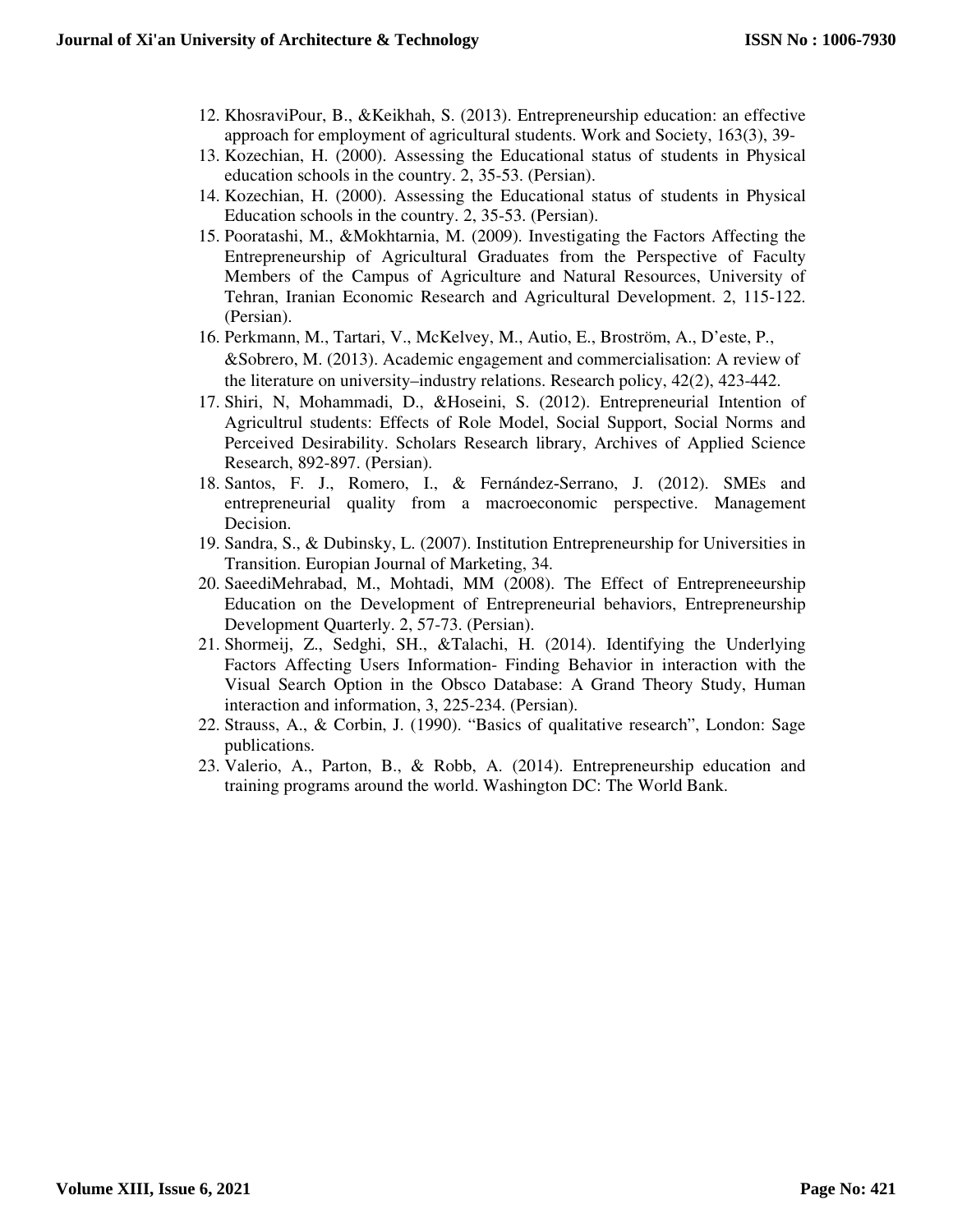12. KhosraviPour, B., &Keikhah, S. (2013). Entrepreneurship education: an effective approach for employment of agricultural students. Work and Society, 163(3), 39-
13. Kozechian, H. (2000). Assessing the Educational status of students in Physical education schools in the country. 2, 35-53. (Persian).
14. Kozechian, H. (2000). Assessing the Educational status of students in Physical Education schools in the country. 2, 35-53. (Persian).
15. Pooratashi, M., &Mokhtarnia, M. (2009). Investigating the Factors Affecting the Entrepreneurship of Agricultural Graduates from the Perspective of Faculty Members of the Campus of Agriculture and Natural Resources, University of Tehran, Iranian Economic Research and Agricultural Development. 2, 115-122. (Persian).
16. Perkmann, M., Tartari, V., McKelvey, M., Autio, E., Broström, A., D'este, P., &Sobrero, M. (2013). Academic engagement and commercialisation: A review of the literature on university–industry relations. Research policy, 42(2), 423-442.
17. Shiri, N, Mohammadi, D., &Hoseini, S. (2012). Entrepreneurial Intention of Agricultrul students: Effects of Role Model, Social Support, Social Norms and Perceived Desirability. Scholars Research library, Archives of Applied Science Research, 892-897. (Persian).
18. Santos, F. J., Romero, I., & Fernández-Serrano, J. (2012). SMEs and entrepreneurial quality from a macroeconomic perspective. Management Decision.
19. Sandra, S., & Dubinsky, L. (2007). Institution Entrepreneurship for Universities in Transition. Europian Journal of Marketing, 34.
20. SaeediMehrabad, M., Mohtadi, MM (2008). The Effect of Entrepreneeurship Education on the Development of Entrepreneurial behaviors, Entrepreneurship Development Quarterly. 2, 57-73. (Persian).
21. Shormeij, Z., Sedghi, SH., &Talachi, H. (2014). Identifying the Underlying Factors Affecting Users Information- Finding Behavior in interaction with the Visual Search Option in the Obsco Database: A Grand Theory Study, Human interaction and information, 3, 225-234. (Persian).
22. Strauss, A., & Corbin, J. (1990). "Basics of qualitative research", London: Sage publications.
23. Valerio, A., Parton, B., & Robb, A. (2014). Entrepreneurship education and training programs around the world. Washington DC: The World Bank.